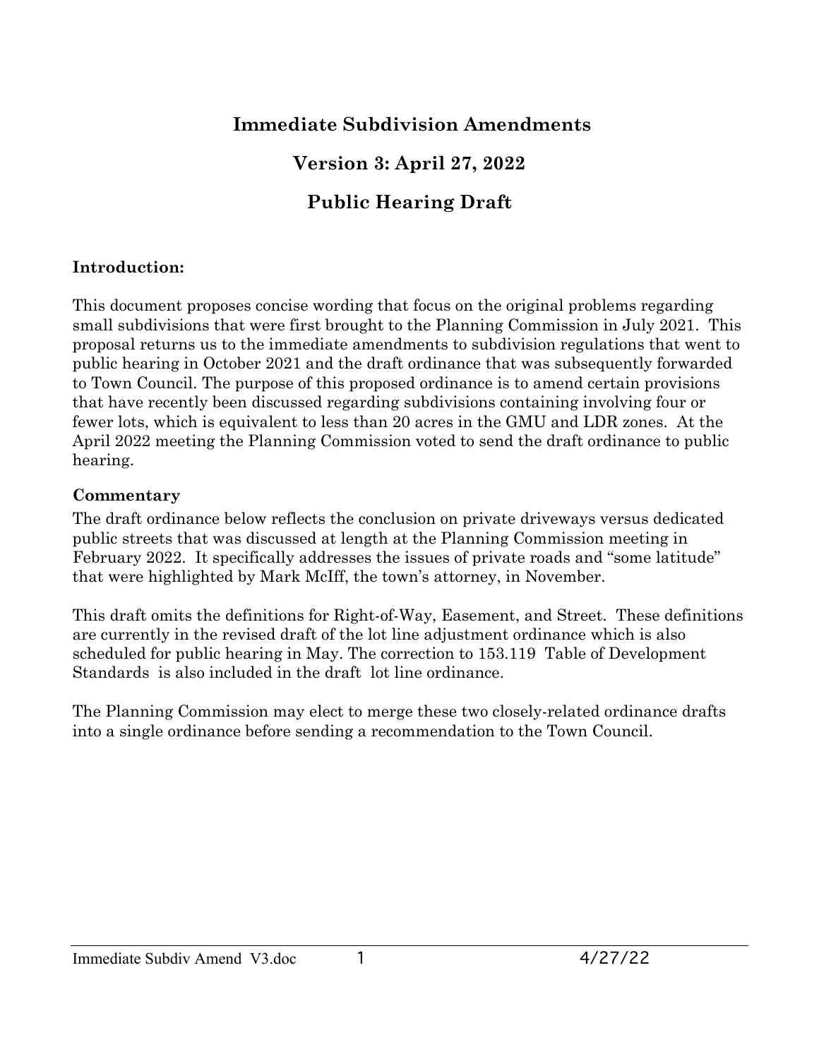# Immediate Subdivision Amendments

## Version 3: April 27, 2022

## Public Hearing Draft

**Introduction:**

This document proposes concise wording that focus on the original problems regarding small subdivisions that were first brought to the Planning Commission in July 2021. This proposal returns us to the immediate amendments to subdivision regulations that went to public hearing in October 2021 and the draft ordinance that was subsequently forwarded to Town Council. The purpose of this proposed ordinance is to amend certain provisions that have recently been discussed regarding subdivisions containing involving four or fewer lots, which is equivalent to less than 20 acres in the GMU and LDR zones. At the April 2022 meeting the Planning Commission voted to send the draft ordinance to public hearing.

**Commentary**

The draft ordinance below reflects the conclusion on private driveways versus dedicated public streets that was discussed at length at the Planning Commission meeting in February 2022. It specifically addresses the issues of private roads and "some latitude" that were highlighted by Mark McIff, the town's attorney, in November.

This draft omits the definitions for Right-of-Way, Easement, and Street. These definitions are currently in the revised draft of the lot line adjustment ordinance which is also scheduled for public hearing in May. The correction to 153.119 Table of Development Standards is also included in the draft lot line ordinance.

The Planning Commission may elect to merge these two closely-related ordinance drafts into a single ordinance before sending a recommendation to the Town Council.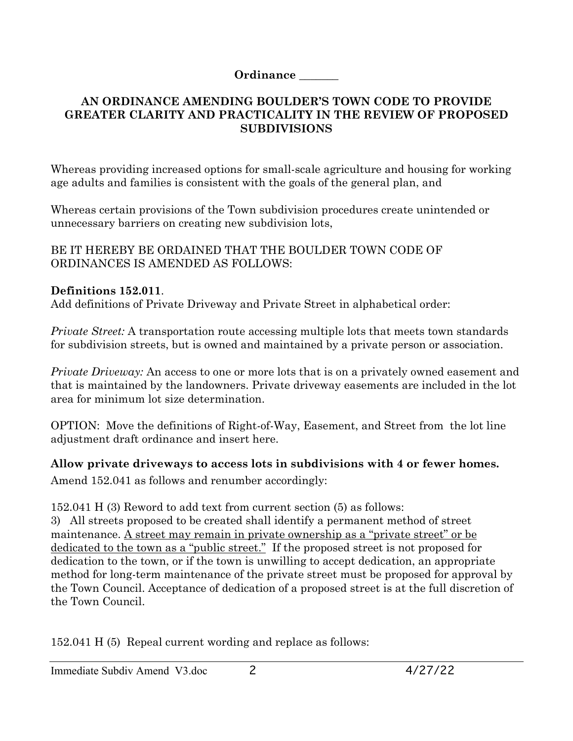**Ordinance _______**

**AN ORDINANCE AMENDING BOULDER'S TOWN CODE TO PROVIDE GREATER CLARITY AND PRACTICALITY IN THE REVIEW OF PROPOSED SUBDIVISIONS**

Whereas providing increased options for small-scale agriculture and housing for working age adults and families is consistent with the goals of the general plan, and

Whereas certain provisions of the Town subdivision procedures create unintended or unnecessary barriers on creating new subdivision lots,

BE IT HEREBY BE ORDAINED THAT THE BOULDER TOWN CODE OF ORDINANCES IS AMENDED AS FOLLOWS:

**Definitions 152.011**.

Add definitions of Private Driveway and Private Street in alphabetical order:

*Private Street:* A transportation route accessing multiple lots that meets town standards for subdivision streets, but is owned and maintained by a private person or association.

*Private Driveway:* An access to one or more lots that is on a privately owned easement and that is maintained by the landowners. Private driveway easements are included in the lot area for minimum lot size determination.

OPTION: Move the definitions of Right-of-Way, Easement, and Street from the lot line adjustment draft ordinance and insert here.

**Allow private driveways to access lots in subdivisions with 4 or fewer homes.**

Amend 152.041 as follows and renumber accordingly:

152.041 H (3) Reword to add text from current section (5) as follows:

3) All streets proposed to be created shall identify a permanent method of street maintenance. <u>A street may remain in private ownership as a "private street" or be dedicated to the town as a "public street."</u> If the proposed street is not proposed for dedication to the town, or if the town is unwilling to accept dedication, an appropriate method for long-term maintenance of the private street must be proposed for approval by the Town Council. Acceptance of dedication of a proposed street is at the full discretion of the Town Council.

152.041 H (5) Repeal current wording and replace as follows: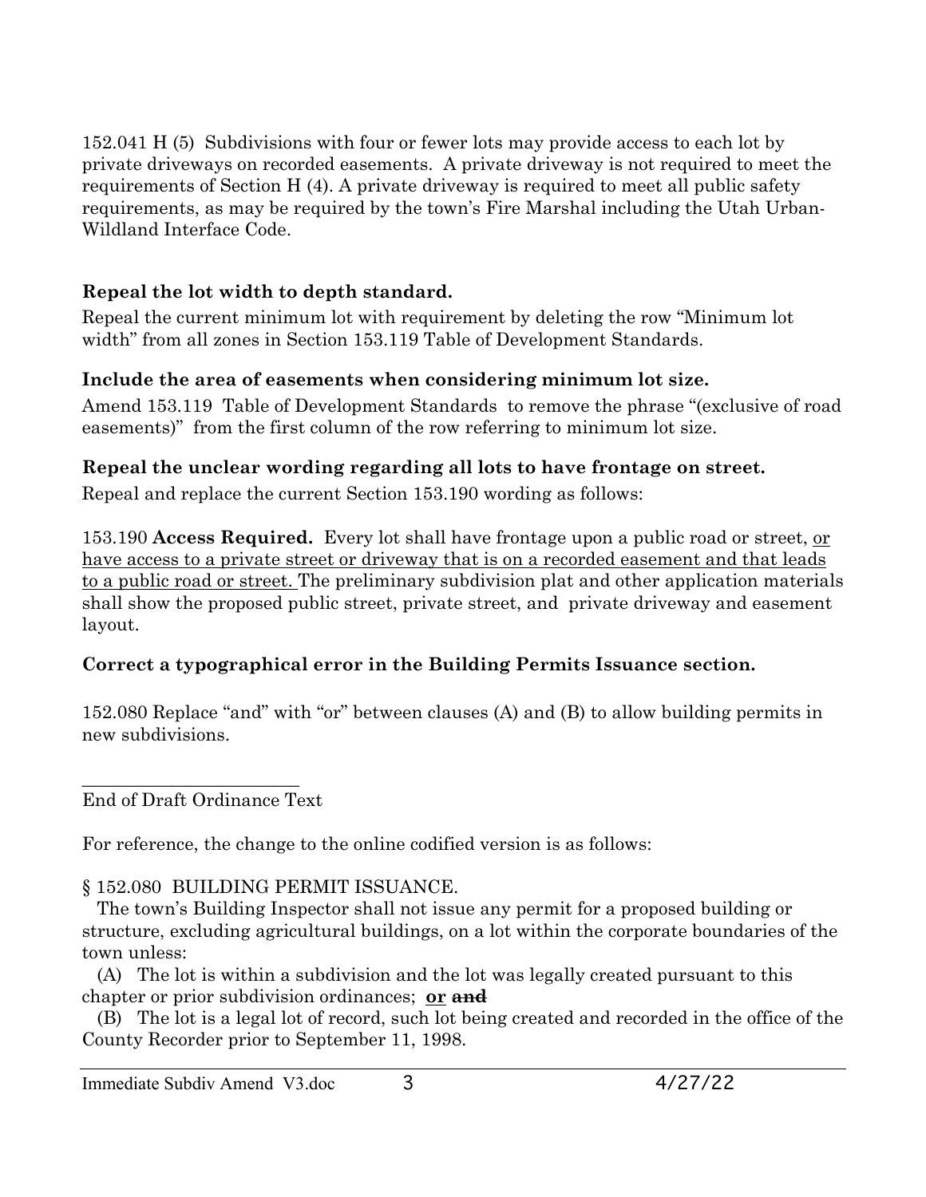152.041 H (5) Subdivisions with four or fewer lots may provide access to each lot by private driveways on recorded easements. A private driveway is not required to meet the requirements of Section H (4). A private driveway is required to meet all public safety requirements, as may be required by the town's Fire Marshal including the Utah Urban-Wildland Interface Code.

**Repeal the lot width to depth standard.**

Repeal the current minimum lot with requirement by deleting the row "Minimum lot width" from all zones in Section 153.119 Table of Development Standards.

**Include the area of easements when considering minimum lot size.**

Amend 153.119 Table of Development Standards to remove the phrase "(exclusive of road easements)" from the first column of the row referring to minimum lot size.

**Repeal the unclear wording regarding all lots to have frontage on street.**

Repeal and replace the current Section 153.190 wording as follows:

153.190 **Access Required.** Every lot shall have frontage upon a public road or street, <u>or have access to a private street or driveway that is on a recorded easement and that leads to a public road or street.</u> The preliminary subdivision plat and other application materials shall show the proposed public street, private street, and private driveway and easement layout.

**Correct a typographical error in the Building Permits Issuance section.**

152.080 Replace "and" with "or" between clauses (A) and (B) to allow building permits in new subdivisions.

\_\_\_\_\_\_\_\_\_\_\_\_\_\_\_\_\_\_\_\_\_\_\_\_\_

End of Draft Ordinance Text

For reference, the change to the online codified version is as follows:

§ 152.080 BUILDING PERMIT ISSUANCE.

The town's Building Inspector shall not issue any permit for a proposed building or structure, excluding agricultural buildings, on a lot within the corporate boundaries of the town unless:

(A) The lot is within a subdivision and the lot was legally created pursuant to this chapter or prior subdivision ordinances; <u>**or**</u> ~~**and**~~

(B) The lot is a legal lot of record, such lot being created and recorded in the office of the County Recorder prior to September 11, 1998.